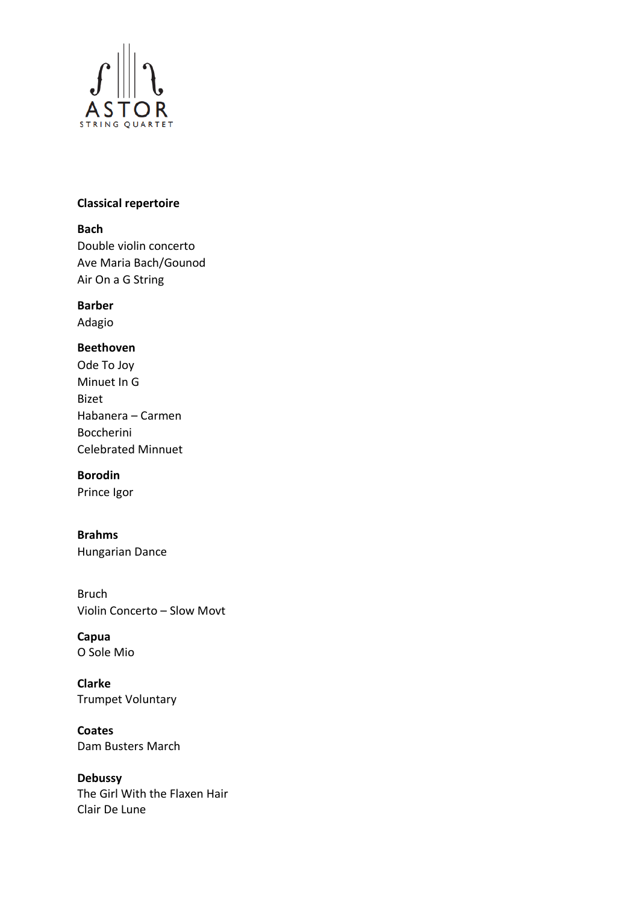ASTOR
STRING QUARTET

**Classical repertoire**

**Bach**
Double violin concerto
Ave Maria Bach/Gounod
Air On a G String

**Barber**
Adagio

**Beethoven**
Ode To Joy
Minuet In G
Bizet
Habanera – Carmen
Boccherini
Celebrated Minnuet

**Borodin**
Prince Igor

**Brahms**
Hungarian Dance

Bruch
Violin Concerto – Slow Movt

**Capua**
O Sole Mio

**Clarke**
Trumpet Voluntary

**Coates**
Dam Busters March

**Debussy**
The Girl With the Flaxen Hair
Clair De Lune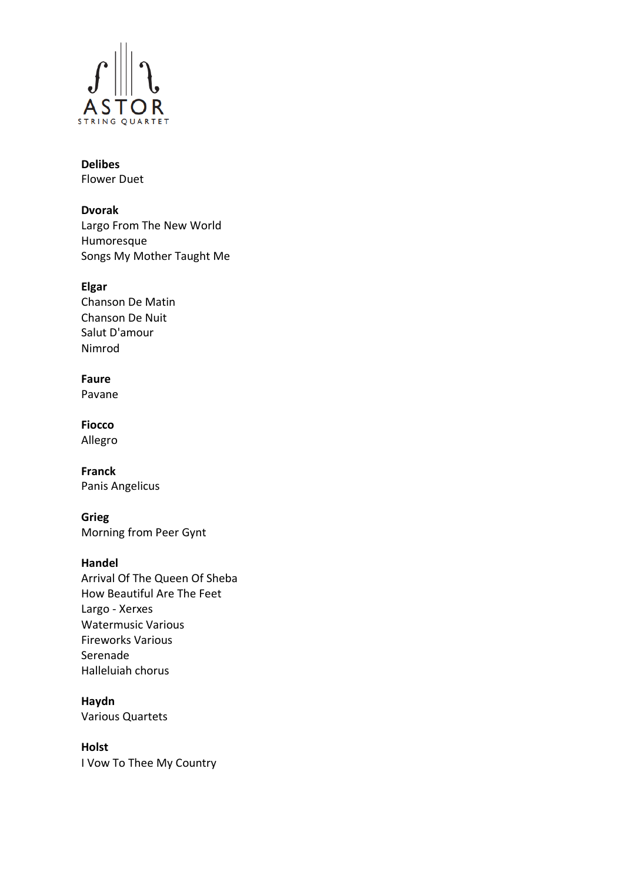**Delibes**
Flower Duet

**Dvorak**
Largo From The New World
Humoresque
Songs My Mother Taught Me

**Elgar**
Chanson De Matin
Chanson De Nuit
Salut D'amour
Nimrod

**Faure**
Pavane

**Fiocco**
Allegro

**Franck**
Panis Angelicus

**Grieg**
Morning from Peer Gynt

**Handel**
Arrival Of The Queen Of Sheba
How Beautiful Are The Feet
Largo - Xerxes
Watermusic Various
Fireworks Various
Serenade
Halleluiah chorus

**Haydn**
Various Quartets

**Holst**
I Vow To Thee My Country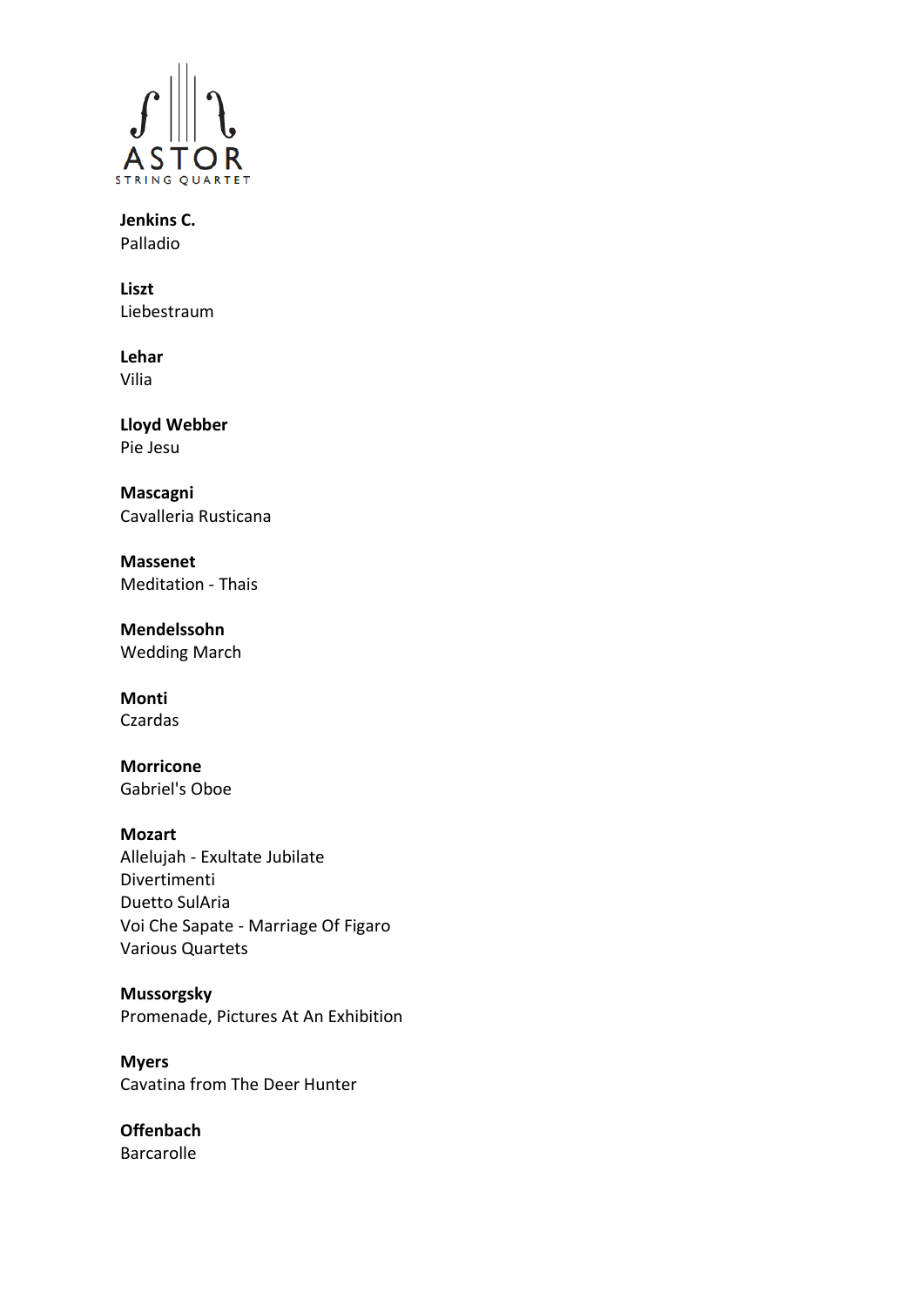ASTOR
STRING QUARTET

**Jenkins C.**
Palladio

**Liszt**
Liebestraum

**Lehar**
Vilia

**Lloyd Webber**
Pie Jesu

**Mascagni**
Cavalleria Rusticana

**Massenet**
Meditation - Thais

**Mendelssohn**
Wedding March

**Monti**
Czardas

**Morricone**
Gabriel's Oboe

**Mozart**
Allelujah - Exultate Jubilate
Divertimenti
Duetto SulAria
Voi Che Sapate - Marriage Of Figaro
Various Quartets

**Mussorgsky**
Promenade, Pictures At An Exhibition

**Myers**
Cavatina from The Deer Hunter

**Offenbach**
Barcarolle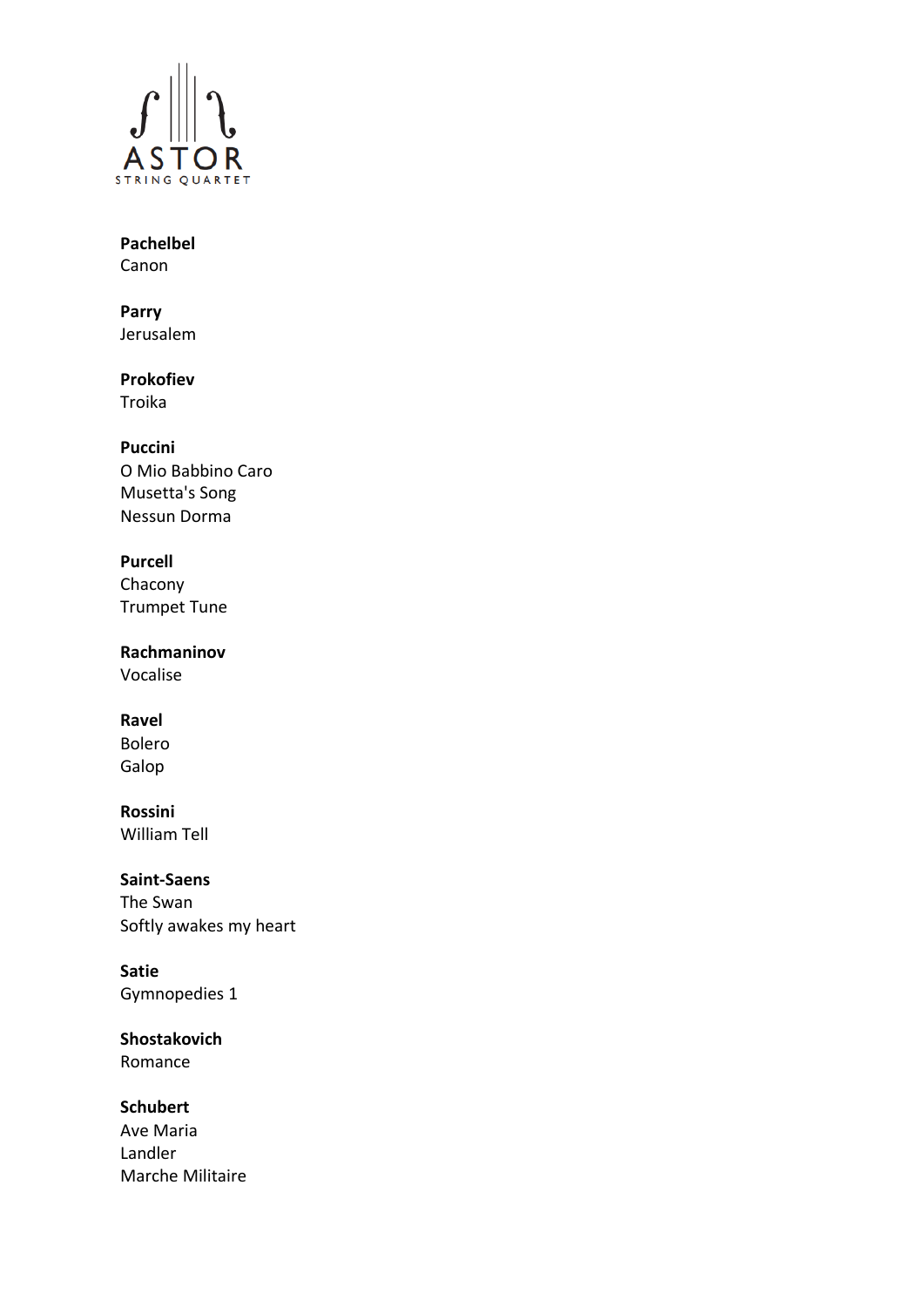**Pachelbel**
Canon

**Parry**
Jerusalem

**Prokofiev**
Troika

**Puccini**
O Mio Babbino Caro
Musetta's Song
Nessun Dorma

**Purcell**
Chacony
Trumpet Tune

**Rachmaninov**
Vocalise

**Ravel**
Bolero
Galop

**Rossini**
William Tell

**Saint-Saens**
The Swan
Softly awakes my heart

**Satie**
Gymnopedies 1

**Shostakovich**
Romance

**Schubert**
Ave Maria
Landler
Marche Militaire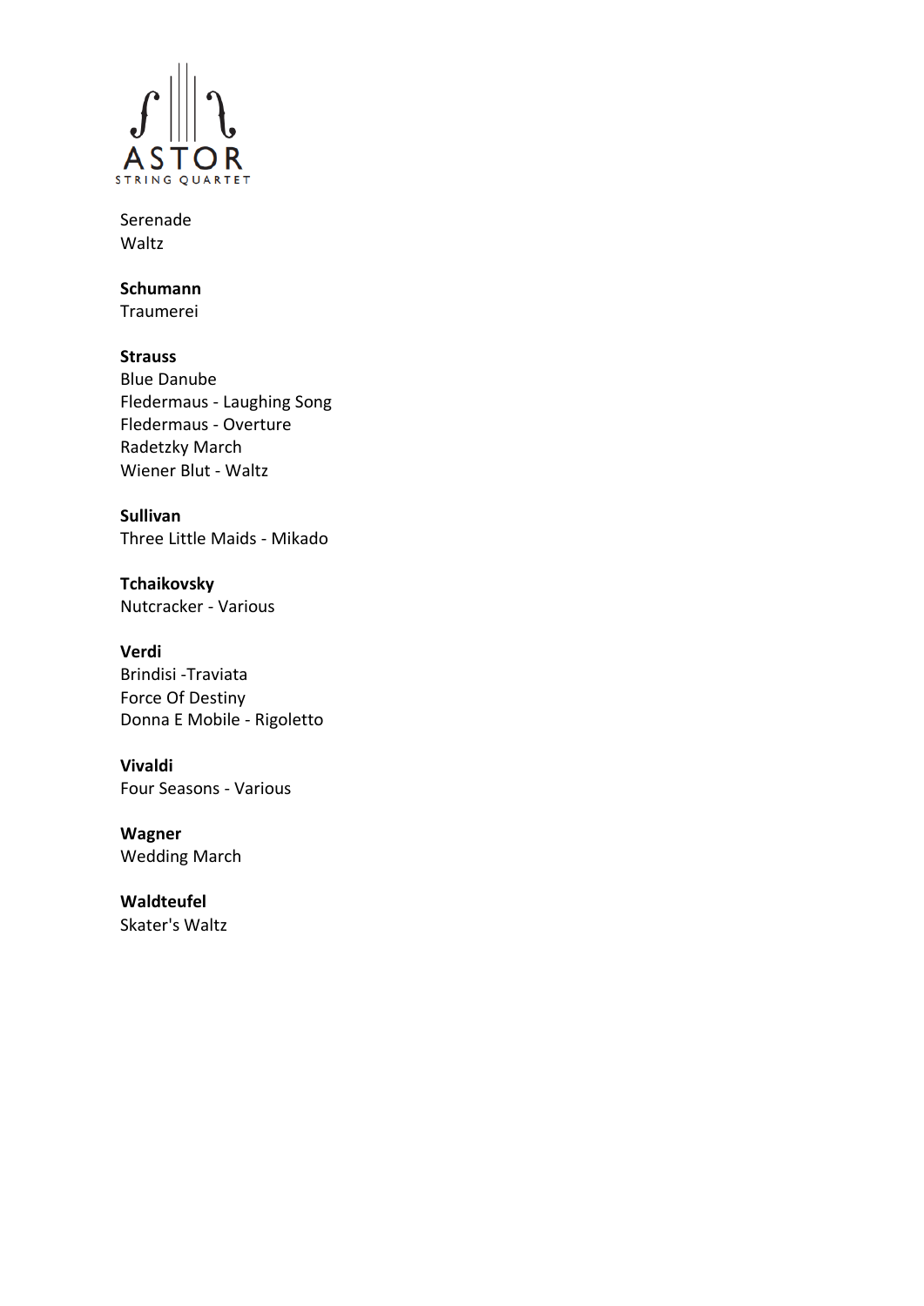ASTOR
STRING QUARTET

Serenade
Waltz

**Schumann**
Traumerei

**Strauss**
Blue Danube
Fledermaus - Laughing Song
Fledermaus - Overture
Radetzky March
Wiener Blut - Waltz

**Sullivan**
Three Little Maids - Mikado

**Tchaikovsky**
Nutcracker - Various

**Verdi**
Brindisi -Traviata
Force Of Destiny
Donna E Mobile - Rigoletto

**Vivaldi**
Four Seasons - Various

**Wagner**
Wedding March

**Waldteufel**
Skater's Waltz